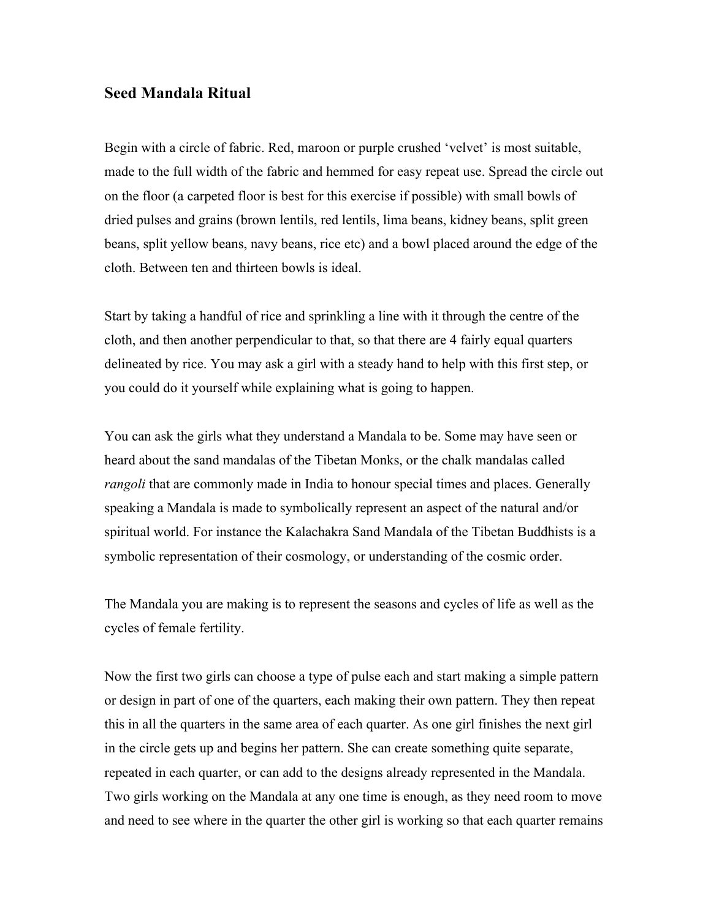## Seed Mandala Ritual

Begin with a circle of fabric. Red, maroon or purple crushed 'velvet' is most suitable, made to the full width of the fabric and hemmed for easy repeat use. Spread the circle out on the floor (a carpeted floor is best for this exercise if possible) with small bowls of dried pulses and grains (brown lentils, red lentils, lima beans, kidney beans, split green beans, split yellow beans, navy beans, rice etc) and a bowl placed around the edge of the cloth. Between ten and thirteen bowls is ideal.

Start by taking a handful of rice and sprinkling a line with it through the centre of the cloth, and then another perpendicular to that, so that there are 4 fairly equal quarters delineated by rice. You may ask a girl with a steady hand to help with this first step, or you could do it yourself while explaining what is going to happen.

You can ask the girls what they understand a Mandala to be. Some may have seen or heard about the sand mandalas of the Tibetan Monks, or the chalk mandalas called *rangoli* that are commonly made in India to honour special times and places. Generally speaking a Mandala is made to symbolically represent an aspect of the natural and/or spiritual world. For instance the Kalachakra Sand Mandala of the Tibetan Buddhists is a symbolic representation of their cosmology, or understanding of the cosmic order.

The Mandala you are making is to represent the seasons and cycles of life as well as the cycles of female fertility.

Now the first two girls can choose a type of pulse each and start making a simple pattern or design in part of one of the quarters, each making their own pattern. They then repeat this in all the quarters in the same area of each quarter. As one girl finishes the next girl in the circle gets up and begins her pattern. She can create something quite separate, repeated in each quarter, or can add to the designs already represented in the Mandala. Two girls working on the Mandala at any one time is enough, as they need room to move and need to see where in the quarter the other girl is working so that each quarter remains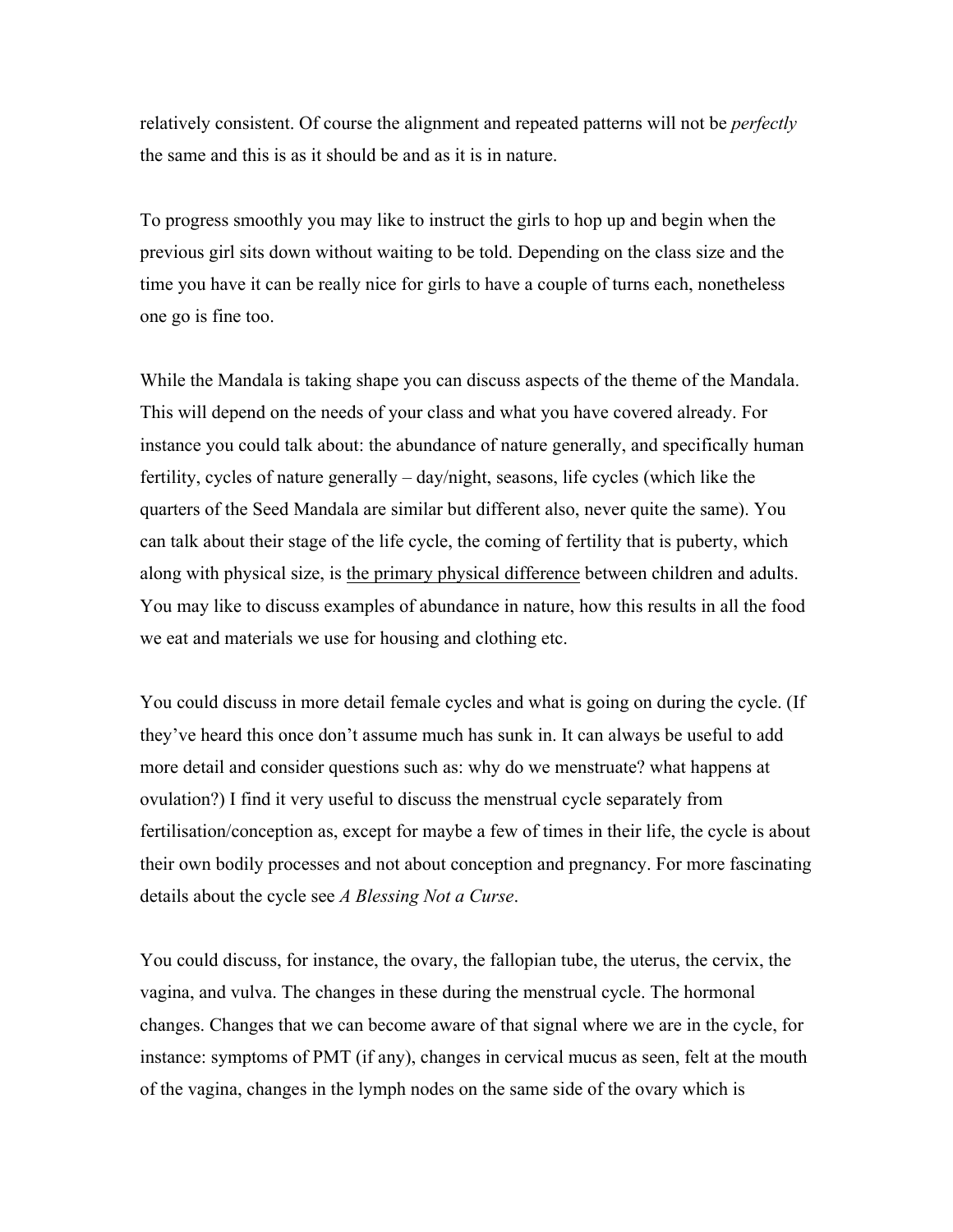relatively consistent. Of course the alignment and repeated patterns will not be *perfectly* the same and this is as it should be and as it is in nature.

To progress smoothly you may like to instruct the girls to hop up and begin when the previous girl sits down without waiting to be told. Depending on the class size and the time you have it can be really nice for girls to have a couple of turns each, nonetheless one go is fine too.

While the Mandala is taking shape you can discuss aspects of the theme of the Mandala. This will depend on the needs of your class and what you have covered already. For instance you could talk about: the abundance of nature generally, and specifically human fertility, cycles of nature generally – day/night, seasons, life cycles (which like the quarters of the Seed Mandala are similar but different also, never quite the same). You can talk about their stage of the life cycle, the coming of fertility that is puberty, which along with physical size, is <u>the primary physical difference</u> between children and adults. You may like to discuss examples of abundance in nature, how this results in all the food we eat and materials we use for housing and clothing etc.

You could discuss in more detail female cycles and what is going on during the cycle. (If they've heard this once don't assume much has sunk in. It can always be useful to add more detail and consider questions such as: why do we menstruate? what happens at ovulation?) I find it very useful to discuss the menstrual cycle separately from fertilisation/conception as, except for maybe a few of times in their life, the cycle is about their own bodily processes and not about conception and pregnancy. For more fascinating details about the cycle see *A Blessing Not a Curse*.

You could discuss, for instance, the ovary, the fallopian tube, the uterus, the cervix, the vagina, and vulva. The changes in these during the menstrual cycle. The hormonal changes. Changes that we can become aware of that signal where we are in the cycle, for instance: symptoms of PMT (if any), changes in cervical mucus as seen, felt at the mouth of the vagina, changes in the lymph nodes on the same side of the ovary which is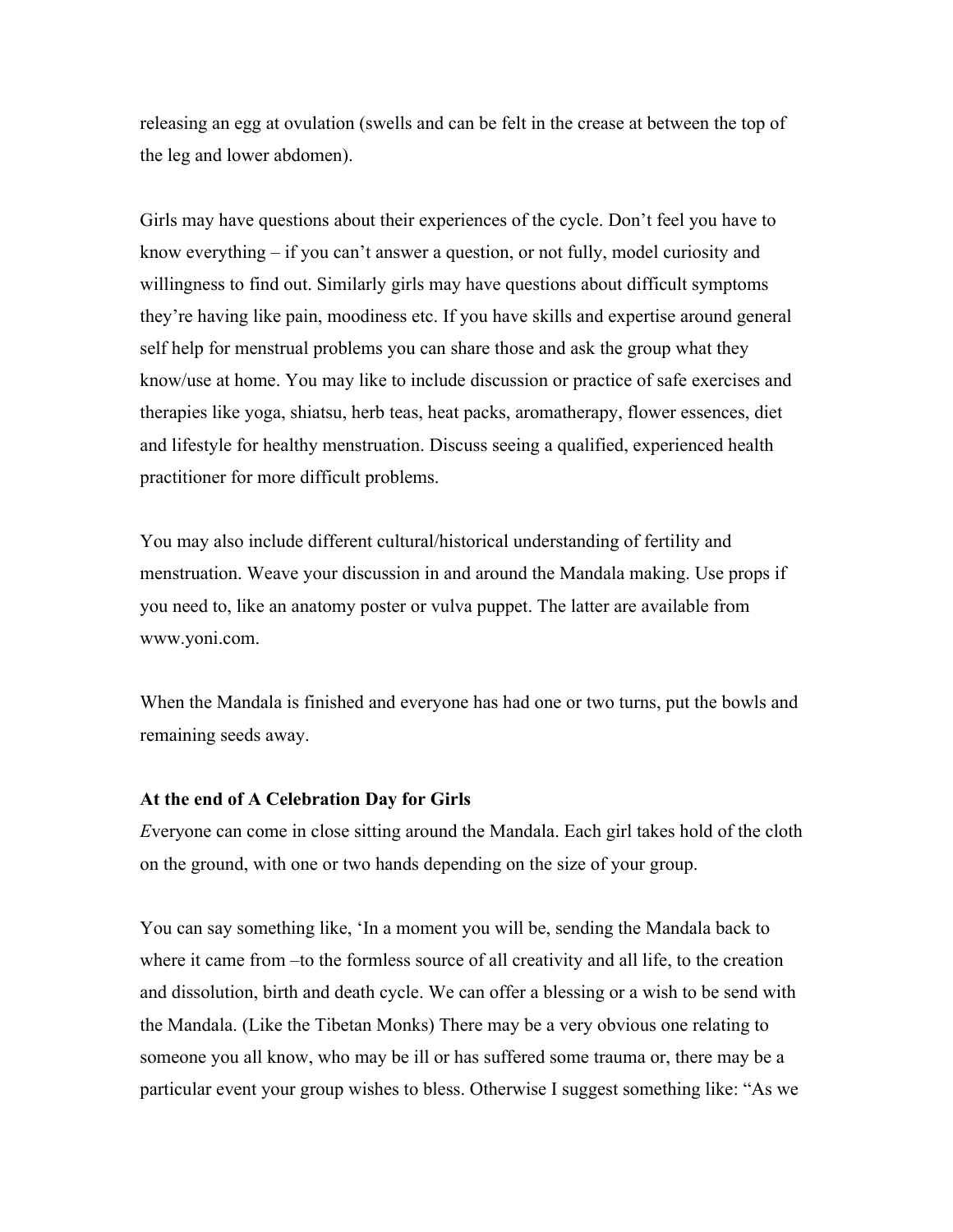releasing an egg at ovulation (swells and can be felt in the crease at between the top of the leg and lower abdomen).

Girls may have questions about their experiences of the cycle. Don't feel you have to know everything – if you can't answer a question, or not fully, model curiosity and willingness to find out. Similarly girls may have questions about difficult symptoms they're having like pain, moodiness etc. If you have skills and expertise around general self help for menstrual problems you can share those and ask the group what they know/use at home. You may like to include discussion or practice of safe exercises and therapies like yoga, shiatsu, herb teas, heat packs, aromatherapy, flower essences, diet and lifestyle for healthy menstruation. Discuss seeing a qualified, experienced health practitioner for more difficult problems.

You may also include different cultural/historical understanding of fertility and menstruation. Weave your discussion in and around the Mandala making. Use props if you need to, like an anatomy poster or vulva puppet. The latter are available from www.yoni.com.

When the Mandala is finished and everyone has had one or two turns, put the bowls and remaining seeds away.

**At the end of A Celebration Day for Girls**

*E*veryone can come in close sitting around the Mandala. Each girl takes hold of the cloth on the ground, with one or two hands depending on the size of your group.

You can say something like, 'In a moment you will be, sending the Mandala back to where it came from –to the formless source of all creativity and all life, to the creation and dissolution, birth and death cycle. We can offer a blessing or a wish to be send with the Mandala. (Like the Tibetan Monks) There may be a very obvious one relating to someone you all know, who may be ill or has suffered some trauma or, there may be a particular event your group wishes to bless. Otherwise I suggest something like: "As we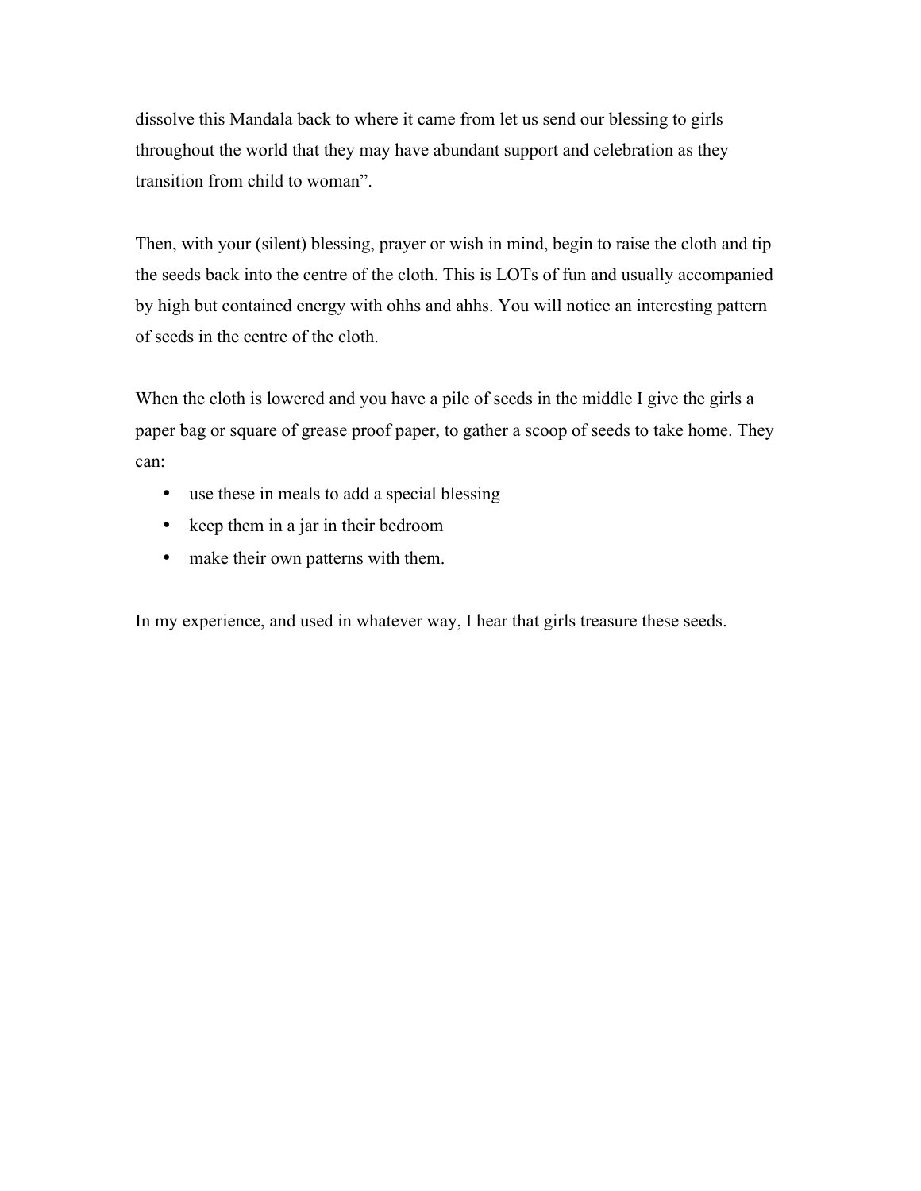dissolve this Mandala back to where it came from let us send our blessing to girls throughout the world that they may have abundant support and celebration as they transition from child to woman”.

Then, with your (silent) blessing, prayer or wish in mind, begin to raise the cloth and tip the seeds back into the centre of the cloth. This is LOTs of fun and usually accompanied by high but contained energy with ohhs and ahhs. You will notice an interesting pattern of seeds in the centre of the cloth.

When the cloth is lowered and you have a pile of seeds in the middle I give the girls a paper bag or square of grease proof paper, to gather a scoop of seeds to take home. They can:

- use these in meals to add a special blessing
- keep them in a jar in their bedroom
- make their own patterns with them.

In my experience, and used in whatever way, I hear that girls treasure these seeds.